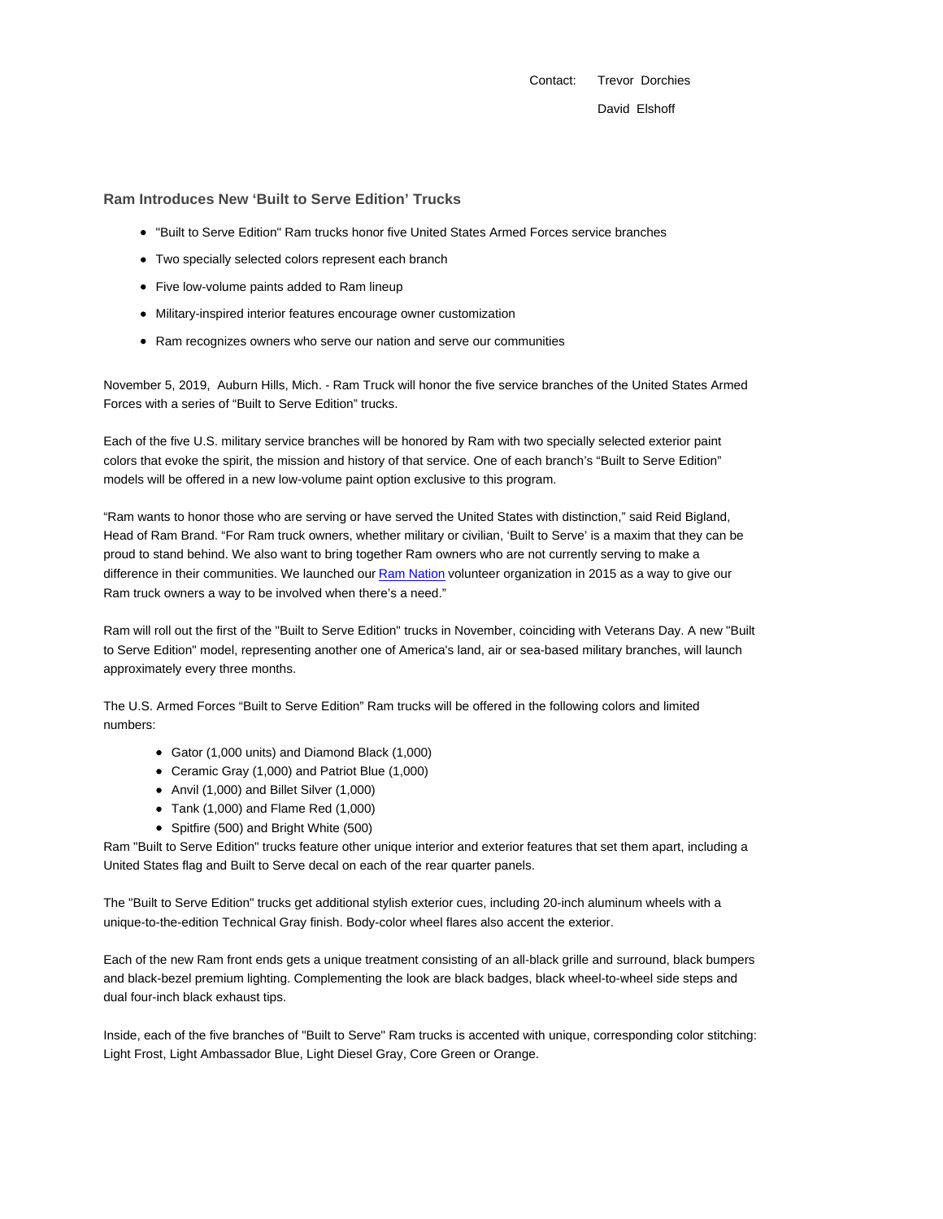Contact: Trevor Dorchies

David Elshoff

## Ram Introduces New ‘Built to Serve Edition’ Trucks

- "Built to Serve Edition" Ram trucks honor five United States Armed Forces service branches
- Two specially selected colors represent each branch
- Five low-volume paints added to Ram lineup
- Military-inspired interior features encourage owner customization
- Ram recognizes owners who serve our nation and serve our communities

November 5, 2019, Auburn Hills, Mich. - Ram Truck will honor the five service branches of the United States Armed Forces with a series of “Built to Serve Edition” trucks.

Each of the five U.S. military service branches will be honored by Ram with two specially selected exterior paint colors that evoke the spirit, the mission and history of that service. One of each branch’s “Built to Serve Edition” models will be offered in a new low-volume paint option exclusive to this program.

“Ram wants to honor those who are serving or have served the United States with distinction,” said Reid Bigland, Head of Ram Brand. “For Ram truck owners, whether military or civilian, ‘Built to Serve’ is a maxim that they can be proud to stand behind. We also want to bring together Ram owners who are not currently serving to make a difference in their communities. We launched our Ram Nation volunteer organization in 2015 as a way to give our Ram truck owners a way to be involved when there's a need.”

Ram will roll out the first of the "Built to Serve Edition" trucks in November, coinciding with Veterans Day. A new "Built to Serve Edition" model, representing another one of America's land, air or sea-based military branches, will launch approximately every three months.

The U.S. Armed Forces “Built to Serve Edition” Ram trucks will be offered in the following colors and limited numbers:

- Gator (1,000 units) and Diamond Black (1,000)
- Ceramic Gray (1,000) and Patriot Blue (1,000)
- Anvil (1,000) and Billet Silver (1,000)
- Tank (1,000) and Flame Red (1,000)
- Spitfire (500) and Bright White (500)

Ram "Built to Serve Edition" trucks feature other unique interior and exterior features that set them apart, including a United States flag and Built to Serve decal on each of the rear quarter panels.

The "Built to Serve Edition" trucks get additional stylish exterior cues, including 20-inch aluminum wheels with a unique-to-the-edition Technical Gray finish. Body-color wheel flares also accent the exterior.

Each of the new Ram front ends gets a unique treatment consisting of an all-black grille and surround, black bumpers and black-bezel premium lighting. Complementing the look are black badges, black wheel-to-wheel side steps and dual four-inch black exhaust tips.

Inside, each of the five branches of "Built to Serve" Ram trucks is accented with unique, corresponding color stitching: Light Frost, Light Ambassador Blue, Light Diesel Gray, Core Green or Orange.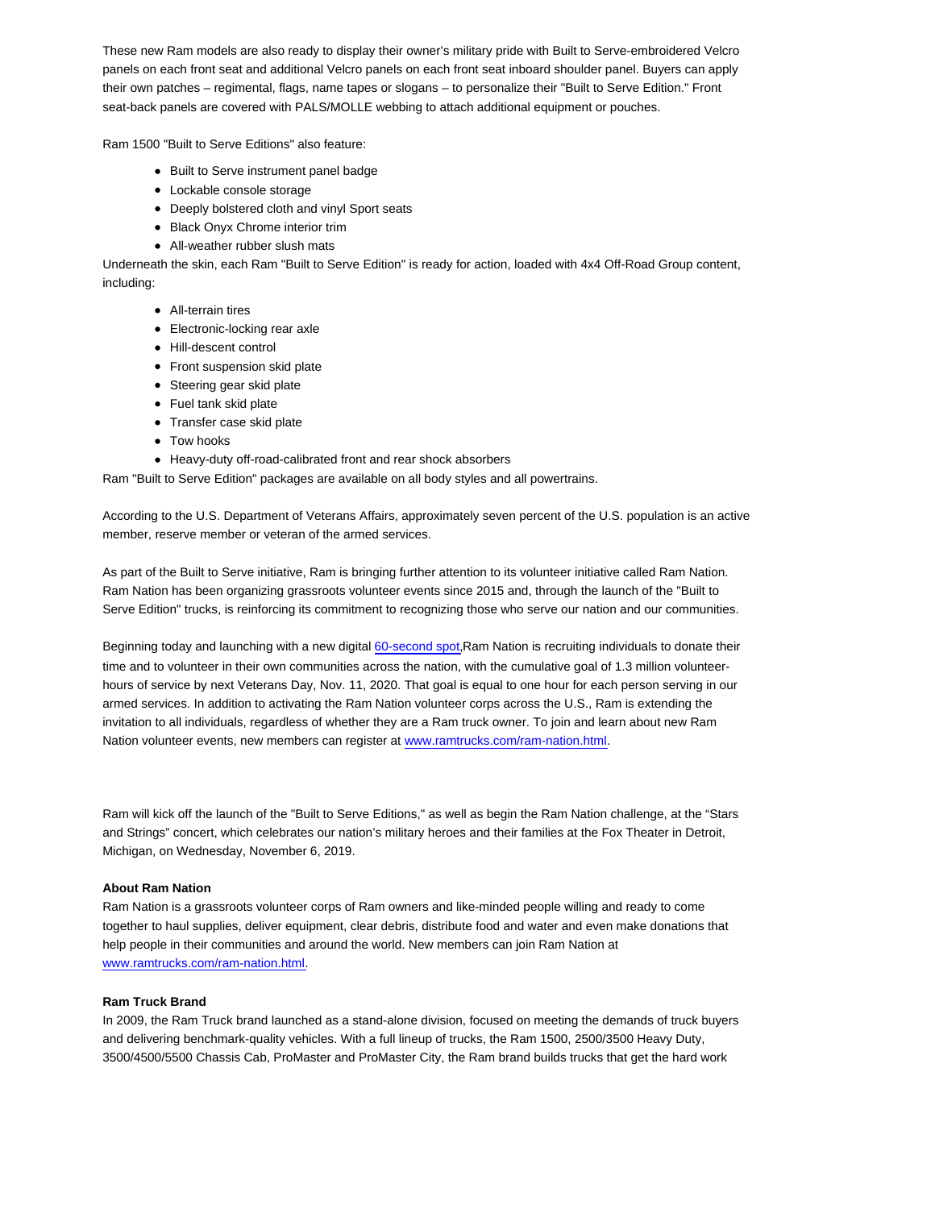These new Ram models are also ready to display their owner's military pride with Built to Serve-embroidered Velcro panels on each front seat and additional Velcro panels on each front seat inboard shoulder panel. Buyers can apply their own patches – regimental, flags, name tapes or slogans – to personalize their "Built to Serve Edition." Front seat-back panels are covered with PALS/MOLLE webbing to attach additional equipment or pouches.

Ram 1500 "Built to Serve Editions" also feature:

- Built to Serve instrument panel badge
- Lockable console storage
- Deeply bolstered cloth and vinyl Sport seats
- Black Onyx Chrome interior trim
- All-weather rubber slush mats

Underneath the skin, each Ram "Built to Serve Edition" is ready for action, loaded with 4x4 Off-Road Group content, including:

- All-terrain tires
- Electronic-locking rear axle
- Hill-descent control
- Front suspension skid plate
- Steering gear skid plate
- Fuel tank skid plate
- Transfer case skid plate
- Tow hooks
- Heavy-duty off-road-calibrated front and rear shock absorbers

Ram "Built to Serve Edition" packages are available on all body styles and all powertrains.

According to the U.S. Department of Veterans Affairs, approximately seven percent of the U.S. population is an active member, reserve member or veteran of the armed services.

As part of the Built to Serve initiative, Ram is bringing further attention to its volunteer initiative called Ram Nation. Ram Nation has been organizing grassroots volunteer events since 2015 and, through the launch of the "Built to Serve Edition" trucks, is reinforcing its commitment to recognizing those who serve our nation and our communities.

Beginning today and launching with a new digital 60-second spot,Ram Nation is recruiting individuals to donate their time and to volunteer in their own communities across the nation, with the cumulative goal of 1.3 million volunteer-hours of service by next Veterans Day, Nov. 11, 2020. That goal is equal to one hour for each person serving in our armed services. In addition to activating the Ram Nation volunteer corps across the U.S., Ram is extending the invitation to all individuals, regardless of whether they are a Ram truck owner. To join and learn about new Ram Nation volunteer events, new members can register at www.ramtrucks.com/ram-nation.html.

Ram will kick off the launch of the "Built to Serve Editions," as well as begin the Ram Nation challenge, at the "Stars and Strings" concert, which celebrates our nation's military heroes and their families at the Fox Theater in Detroit, Michigan, on Wednesday, November 6, 2019.

**About Ram Nation**

Ram Nation is a grassroots volunteer corps of Ram owners and like-minded people willing and ready to come together to haul supplies, deliver equipment, clear debris, distribute food and water and even make donations that help people in their communities and around the world. New members can join Ram Nation at www.ramtrucks.com/ram-nation.html.

**Ram Truck Brand**

In 2009, the Ram Truck brand launched as a stand-alone division, focused on meeting the demands of truck buyers and delivering benchmark-quality vehicles. With a full lineup of trucks, the Ram 1500, 2500/3500 Heavy Duty, 3500/4500/5500 Chassis Cab, ProMaster and ProMaster City, the Ram brand builds trucks that get the hard work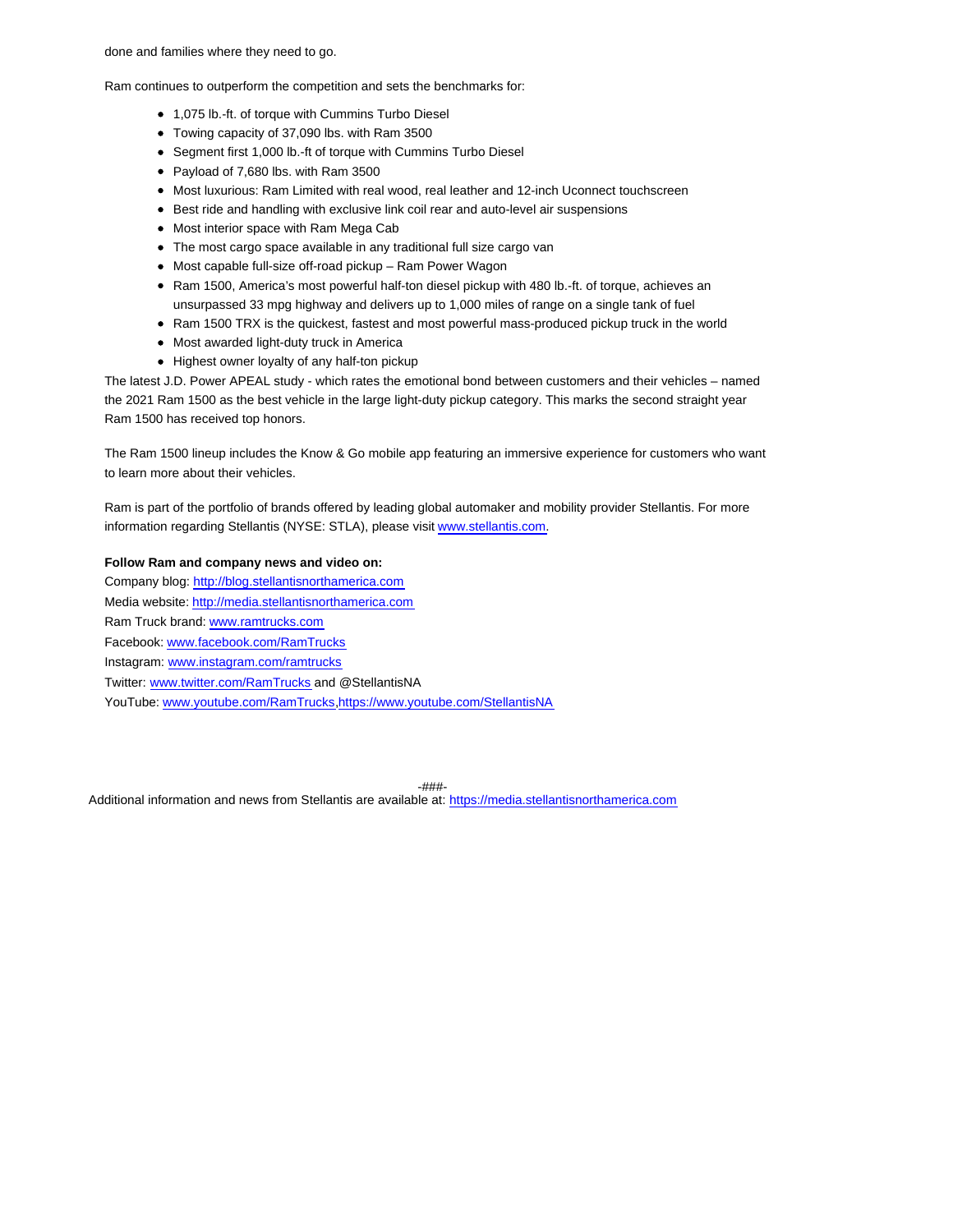done and families where they need to go.

Ram continues to outperform the competition and sets the benchmarks for:

- 1,075 lb.-ft. of torque with Cummins Turbo Diesel
- Towing capacity of 37,090 lbs. with Ram 3500
- Segment first 1,000 lb.-ft of torque with Cummins Turbo Diesel
- Payload of 7,680 lbs. with Ram 3500
- Most luxurious: Ram Limited with real wood, real leather and 12-inch Uconnect touchscreen
- Best ride and handling with exclusive link coil rear and auto-level air suspensions
- Most interior space with Ram Mega Cab
- The most cargo space available in any traditional full size cargo van
- Most capable full-size off-road pickup – Ram Power Wagon
- Ram 1500, America's most powerful half-ton diesel pickup with 480 lb.-ft. of torque, achieves an unsurpassed 33 mpg highway and delivers up to 1,000 miles of range on a single tank of fuel
- Ram 1500 TRX is the quickest, fastest and most powerful mass-produced pickup truck in the world
- Most awarded light-duty truck in America
- Highest owner loyalty of any half-ton pickup

The latest J.D. Power APEAL study - which rates the emotional bond between customers and their vehicles – named the 2021 Ram 1500 as the best vehicle in the large light-duty pickup category. This marks the second straight year Ram 1500 has received top honors.

The Ram 1500 lineup includes the Know & Go mobile app featuring an immersive experience for customers who want to learn more about their vehicles.

Ram is part of the portfolio of brands offered by leading global automaker and mobility provider Stellantis. For more information regarding Stellantis (NYSE: STLA), please visit www.stellantis.com.

**Follow Ram and company news and video on:**
Company blog: http://blog.stellantisnorthamerica.com
Media website: http://media.stellantisnorthamerica.com
Ram Truck brand: www.ramtrucks.com
Facebook: www.facebook.com/RamTrucks
Instagram: www.instagram.com/ramtrucks
Twitter: www.twitter.com/RamTrucks and @StellantisNA
YouTube: www.youtube.com/RamTrucks,https://www.youtube.com/StellantisNA

-###-

Additional information and news from Stellantis are available at: https://media.stellantisnorthamerica.com